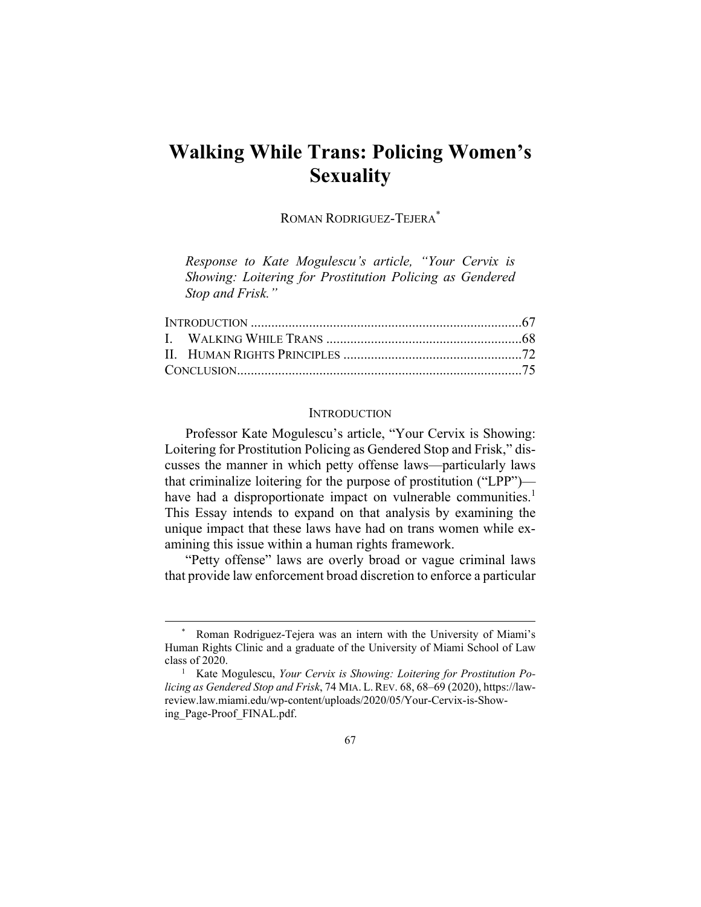# Walking While Trans: Policing Women's Sexuality

ROMAN RODRIGUEZ-TEJERA[*]

*Response to Kate Mogulescu's article, "Your Cervix is Showing: Loitering for Prostitution Policing as Gendered Stop and Frisk."*

| | |
|---|---|
| INTRODUCTION | 67 |
| I. WALKING WHILE TRANS | 68 |
| II. HUMAN RIGHTS PRINCIPLES | 72 |
| CONCLUSION | 75 |

## INTRODUCTION

Professor Kate Mogulescu's article, "Your Cervix is Showing: Loitering for Prostitution Policing as Gendered Stop and Frisk," discusses the manner in which petty offense laws—particularly laws that criminalize loitering for the purpose of prostitution ("LPP")—have had a disproportionate impact on vulnerable communities.[1] This Essay intends to expand on that analysis by examining the unique impact that these laws have had on trans women while examining this issue within a human rights framework.

"Petty offense" laws are overly broad or vague criminal laws that provide law enforcement broad discretion to enforce a particular

---

[*] Roman Rodriguez-Tejera was an intern with the University of Miami's Human Rights Clinic and a graduate of the University of Miami School of Law class of 2020.

[1] Kate Mogulescu, *Your Cervix is Showing: Loitering for Prostitution Policing as Gendered Stop and Frisk*, 74 MIA. L. REV. 68, 68–69 (2020), https://lawreview.law.miami.edu/wp-content/uploads/2020/05/Your-Cervix-is-Showing_Page-Proof_FINAL.pdf.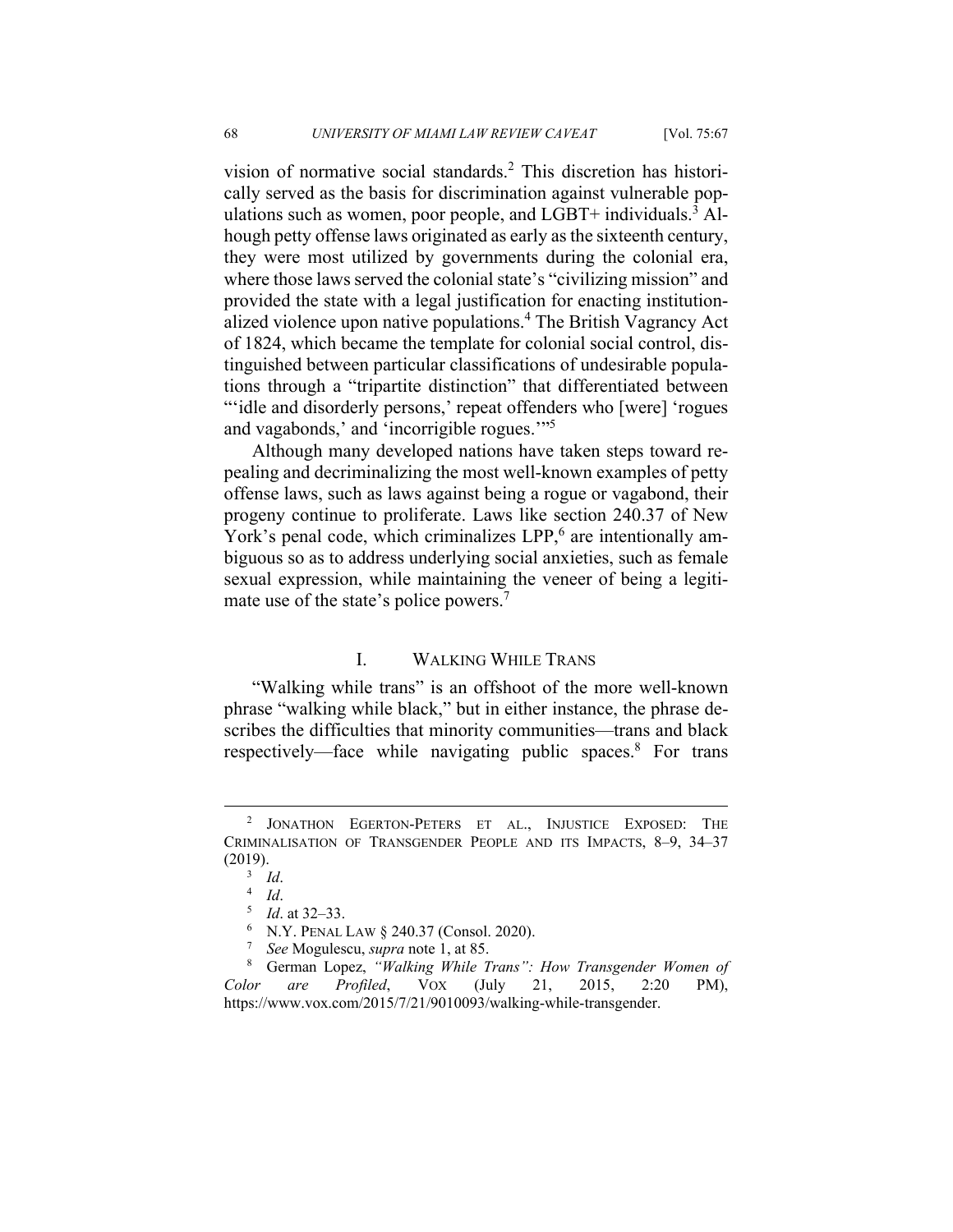vision of normative social standards.[2] This discretion has historically served as the basis for discrimination against vulnerable populations such as women, poor people, and LGBT+ individuals.[3] Alhough petty offense laws originated as early as the sixteenth century, they were most utilized by governments during the colonial era, where those laws served the colonial state's "civilizing mission" and provided the state with a legal justification for enacting institutionalized violence upon native populations.[4] The British Vagrancy Act of 1824, which became the template for colonial social control, distinguished between particular classifications of undesirable populations through a "tripartite distinction" that differentiated between "'idle and disorderly persons,' repeat offenders who [were] 'rogues and vagabonds,' and 'incorrigible rogues.'"[5]

Although many developed nations have taken steps toward repealing and decriminalizing the most well-known examples of petty offense laws, such as laws against being a rogue or vagabond, their progeny continue to proliferate. Laws like section 240.37 of New York's penal code, which criminalizes LPP,[6] are intentionally ambiguous so as to address underlying social anxieties, such as female sexual expression, while maintaining the veneer of being a legitimate use of the state's police powers.[7]

## I. WALKING WHILE TRANS

"Walking while trans" is an offshoot of the more well-known phrase "walking while black," but in either instance, the phrase describes the difficulties that minority communities—trans and black respectively—face while navigating public spaces.[8] For trans

---

[2] JONATHON EGERTON-PETERS ET AL., INJUSTICE EXPOSED: THE CRIMINALISATION OF TRANSGENDER PEOPLE AND ITS IMPACTS, 8–9, 34–37 (2019).

[3] *Id*.

[4] *Id*.

[5] *Id*. at 32–33.

[6] N.Y. PENAL LAW § 240.37 (Consol. 2020).

[7] *See* Mogulescu, *supra* note 1, at 85.

[8] German Lopez, *"Walking While Trans": How Transgender Women of Color are Profiled*, VOX (July 21, 2015, 2:20 PM), https://www.vox.com/2015/7/21/9010093/walking-while-transgender.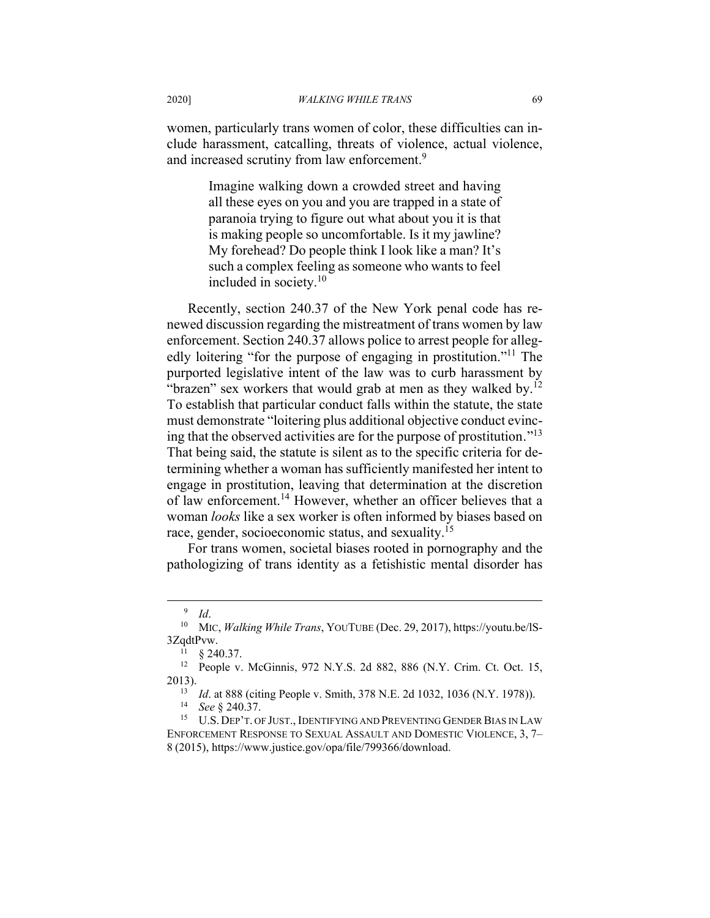women, particularly trans women of color, these difficulties can include harassment, catcalling, threats of violence, actual violence, and increased scrutiny from law enforcement.[9]

> Imagine walking down a crowded street and having all these eyes on you and you are trapped in a state of paranoia trying to figure out what about you it is that is making people so uncomfortable. Is it my jawline? My forehead? Do people think I look like a man? It's such a complex feeling as someone who wants to feel included in society.[10]

Recently, section 240.37 of the New York penal code has renewed discussion regarding the mistreatment of trans women by law enforcement. Section 240.37 allows police to arrest people for allegedly loitering "for the purpose of engaging in prostitution."[11] The purported legislative intent of the law was to curb harassment by "brazen" sex workers that would grab at men as they walked by.[12] To establish that particular conduct falls within the statute, the state must demonstrate "loitering plus additional objective conduct evincing that the observed activities are for the purpose of prostitution."[13] That being said, the statute is silent as to the specific criteria for determining whether a woman has sufficiently manifested her intent to engage in prostitution, leaving that determination at the discretion of law enforcement.[14] However, whether an officer believes that a woman *looks* like a sex worker is often informed by biases based on race, gender, socioeconomic status, and sexuality.[15]

For trans women, societal biases rooted in pornography and the pathologizing of trans identity as a fetishistic mental disorder has

---

[9] *Id*.

[10] MIC, *Walking While Trans*, YOUTUBE (Dec. 29, 2017), https://youtu.be/lS-3ZqdtPvw.

[11] § 240.37.

[12] People v. McGinnis, 972 N.Y.S. 2d 882, 886 (N.Y. Crim. Ct. Oct. 15, 2013).

[13] *Id*. at 888 (citing People v. Smith, 378 N.E. 2d 1032, 1036 (N.Y. 1978)).

[14] *See* § 240.37.

[15] U.S. DEP'T. OF JUST., IDENTIFYING AND PREVENTING GENDER BIAS IN LAW ENFORCEMENT RESPONSE TO SEXUAL ASSAULT AND DOMESTIC VIOLENCE, 3, 7–8 (2015), https://www.justice.gov/opa/file/799366/download.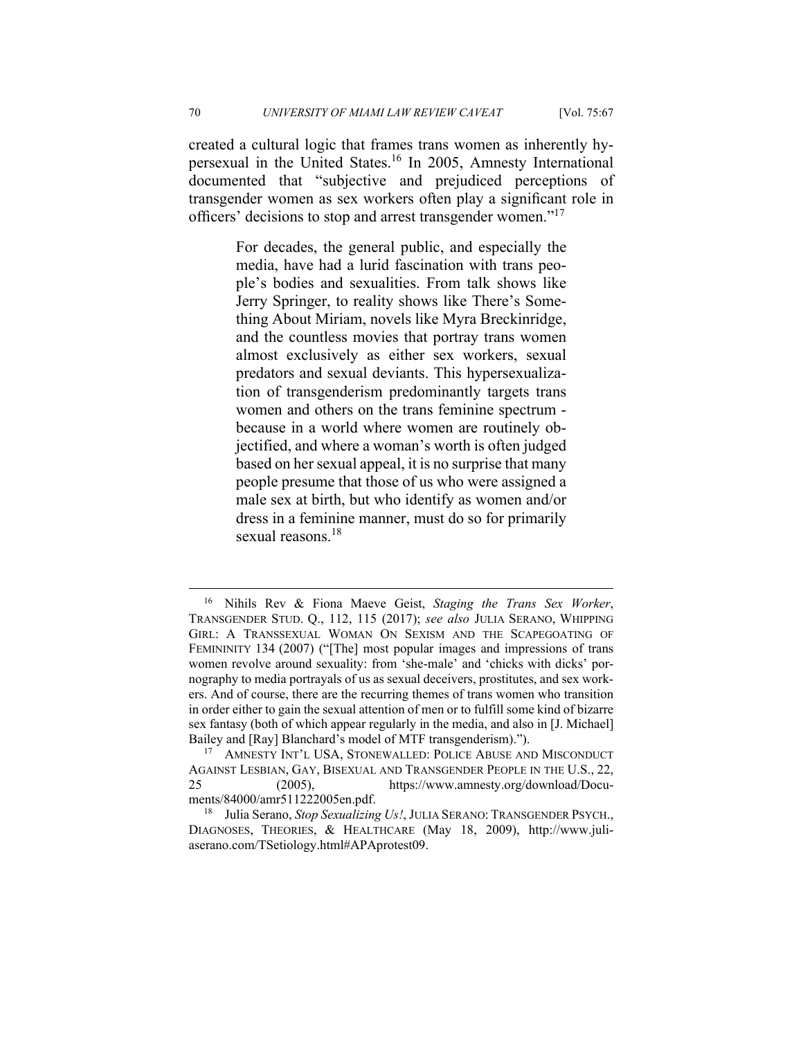created a cultural logic that frames trans women as inherently hypersexual in the United States.[16] In 2005, Amnesty International documented that "subjective and prejudiced perceptions of transgender women as sex workers often play a significant role in officers' decisions to stop and arrest transgender women."[17]

> For decades, the general public, and especially the media, have had a lurid fascination with trans people's bodies and sexualities. From talk shows like Jerry Springer, to reality shows like There's Something About Miriam, novels like Myra Breckinridge, and the countless movies that portray trans women almost exclusively as either sex workers, sexual predators and sexual deviants. This hypersexualization of transgenderism predominantly targets trans women and others on the trans feminine spectrum - because in a world where women are routinely objectified, and where a woman's worth is often judged based on her sexual appeal, it is no surprise that many people presume that those of us who were assigned a male sex at birth, but who identify as women and/or dress in a feminine manner, must do so for primarily sexual reasons.[18]

---

[16] Nihils Rev & Fiona Maeve Geist, *Staging the Trans Sex Worker*, TRANSGENDER STUD. Q., 112, 115 (2017); *see also* JULIA SERANO, WHIPPING GIRL: A TRANSSEXUAL WOMAN ON SEXISM AND THE SCAPEGOATING OF FEMININITY 134 (2007) ("[The] most popular images and impressions of trans women revolve around sexuality: from 'she-male' and 'chicks with dicks' pornography to media portrayals of us as sexual deceivers, prostitutes, and sex workers. And of course, there are the recurring themes of trans women who transition in order either to gain the sexual attention of men or to fulfill some kind of bizarre sex fantasy (both of which appear regularly in the media, and also in [J. Michael] Bailey and [Ray] Blanchard's model of MTF transgenderism).").

[17] AMNESTY INT'L USA, STONEWALLED: POLICE ABUSE AND MISCONDUCT AGAINST LESBIAN, GAY, BISEXUAL AND TRANSGENDER PEOPLE IN THE U.S., 22, 25 (2005), https://www.amnesty.org/download/Documents/84000/amr511222005en.pdf.

[18] Julia Serano, *Stop Sexualizing Us!*, JULIA SERANO: TRANSGENDER PSYCH., DIAGNOSES, THEORIES, & HEALTHCARE (May 18, 2009), http://www.juliaserano.com/TSetiology.html#APAprotest09.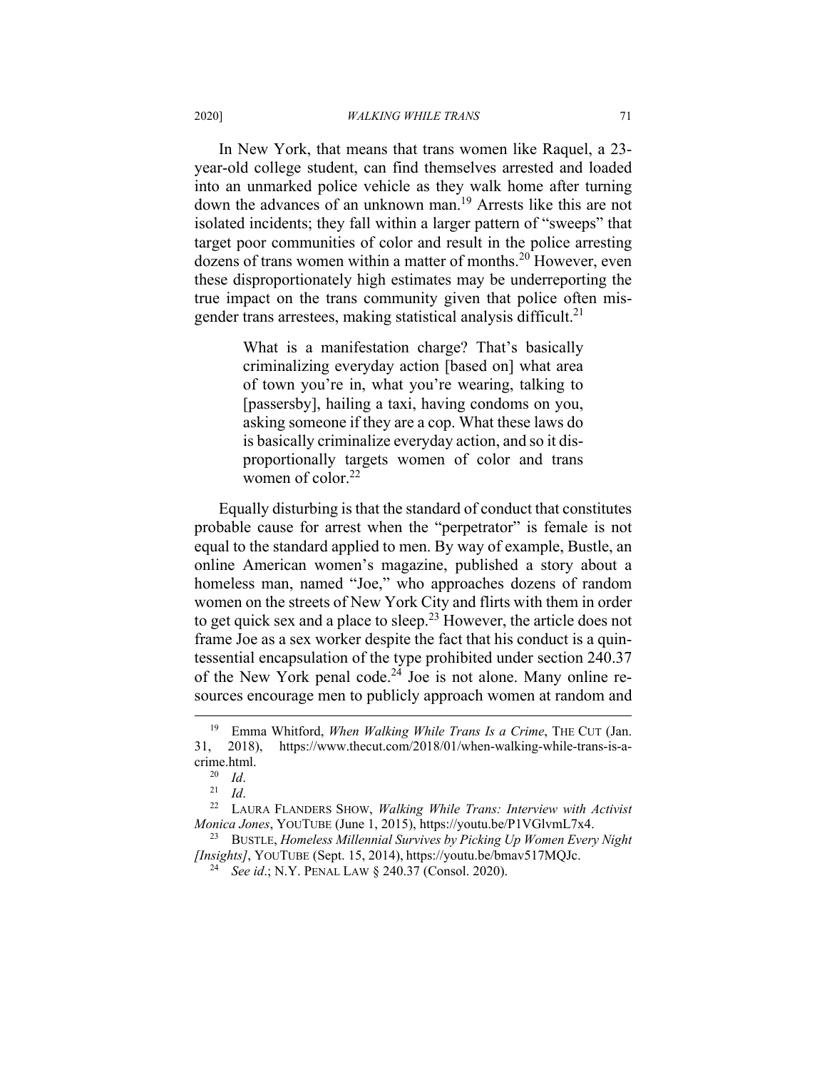In New York, that means that trans women like Raquel, a 23-year-old college student, can find themselves arrested and loaded into an unmarked police vehicle as they walk home after turning down the advances of an unknown man.[19] Arrests like this are not isolated incidents; they fall within a larger pattern of "sweeps" that target poor communities of color and result in the police arresting dozens of trans women within a matter of months.[20] However, even these disproportionately high estimates may be underreporting the true impact on the trans community given that police often misgender trans arrestees, making statistical analysis difficult.[21]

> What is a manifestation charge? That's basically criminalizing everyday action [based on] what area of town you're in, what you're wearing, talking to [passersby], hailing a taxi, having condoms on you, asking someone if they are a cop. What these laws do is basically criminalize everyday action, and so it disproportionally targets women of color and trans women of color.[22]

Equally disturbing is that the standard of conduct that constitutes probable cause for arrest when the "perpetrator" is female is not equal to the standard applied to men. By way of example, Bustle, an online American women's magazine, published a story about a homeless man, named "Joe," who approaches dozens of random women on the streets of New York City and flirts with them in order to get quick sex and a place to sleep.[23] However, the article does not frame Joe as a sex worker despite the fact that his conduct is a quintessential encapsulation of the type prohibited under section 240.37 of the New York penal code.[24] Joe is not alone. Many online resources encourage men to publicly approach women at random and

---

[19] Emma Whitford, *When Walking While Trans Is a Crime*, THE CUT (Jan. 31, 2018), https://www.thecut.com/2018/01/when-walking-while-trans-is-a-crime.html.

[20] *Id*.

[21] *Id*.

[22] LAURA FLANDERS SHOW, *Walking While Trans: Interview with Activist Monica Jones*, YOUTUBE (June 1, 2015), https://youtu.be/P1VGlvmL7x4.

[23] BUSTLE, *Homeless Millennial Survives by Picking Up Women Every Night [Insights]*, YOUTUBE (Sept. 15, 2014), https://youtu.be/bmav517MQJc.

[24] *See id*.; N.Y. PENAL LAW § 240.37 (Consol. 2020).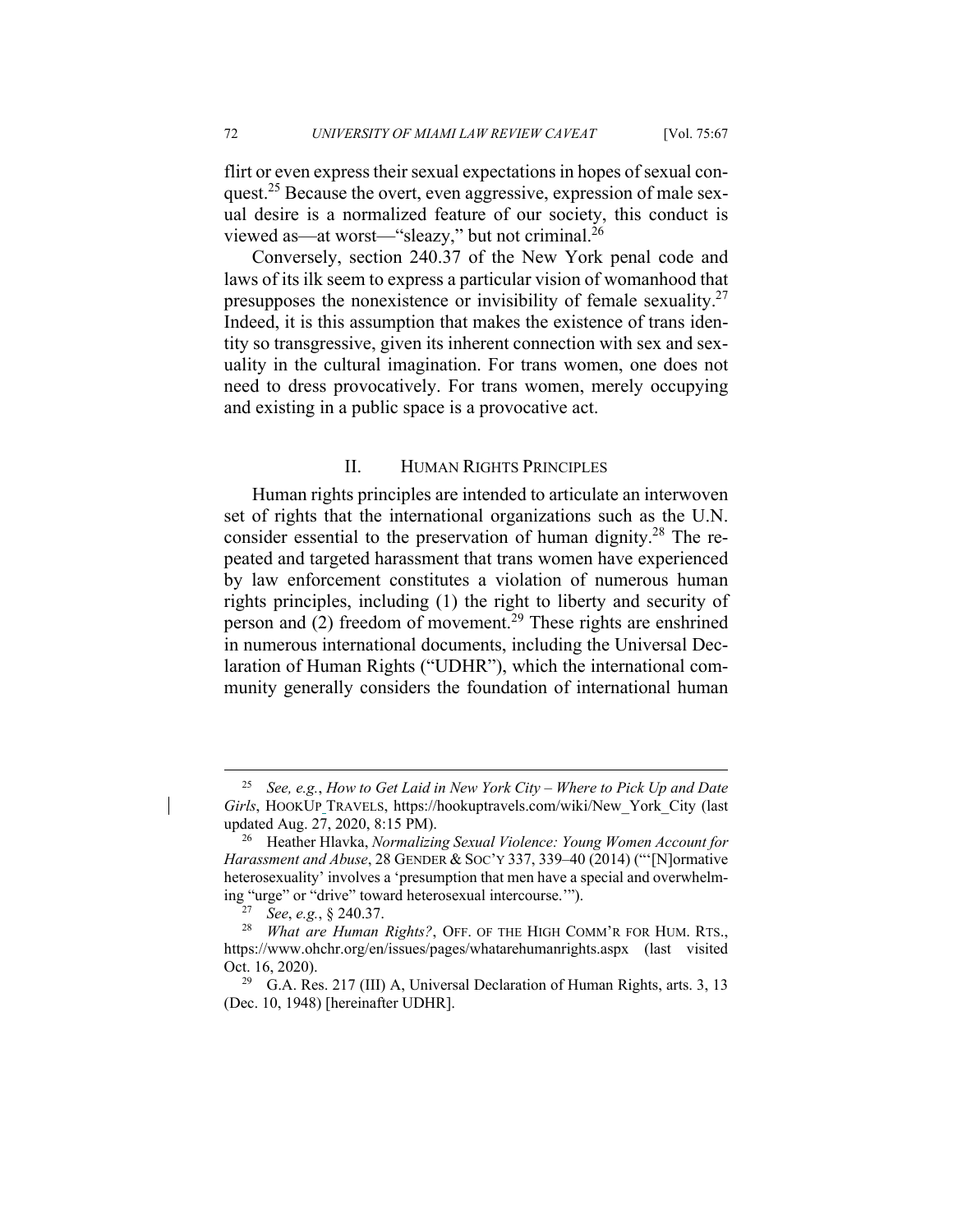flirt or even express their sexual expectations in hopes of sexual conquest.[25] Because the overt, even aggressive, expression of male sexual desire is a normalized feature of our society, this conduct is viewed as—at worst—"sleazy," but not criminal.[26]

Conversely, section 240.37 of the New York penal code and laws of its ilk seem to express a particular vision of womanhood that presupposes the nonexistence or invisibility of female sexuality.[27] Indeed, it is this assumption that makes the existence of trans identity so transgressive, given its inherent connection with sex and sexuality in the cultural imagination. For trans women, one does not need to dress provocatively. For trans women, merely occupying and existing in a public space is a provocative act.

## II. HUMAN RIGHTS PRINCIPLES

Human rights principles are intended to articulate an interwoven set of rights that the international organizations such as the U.N. consider essential to the preservation of human dignity.[28] The repeated and targeted harassment that trans women have experienced by law enforcement constitutes a violation of numerous human rights principles, including (1) the right to liberty and security of person and (2) freedom of movement.[29] These rights are enshrined in numerous international documents, including the Universal Declaration of Human Rights ("UDHR"), which the international community generally considers the foundation of international human

---

[25] *See, e.g.*, *How to Get Laid in New York City – Where to Pick Up and Date Girls*, HOOKUP TRAVELS, https://hookuptravels.com/wiki/New_York_City (last updated Aug. 27, 2020, 8:15 PM).

[26] Heather Hlavka, *Normalizing Sexual Violence: Young Women Account for Harassment and Abuse*, 28 GENDER & SOC'Y 337, 339–40 (2014) ("'[N]ormative heterosexuality' involves a 'presumption that men have a special and overwhelming "urge" or "drive" toward heterosexual intercourse.'").

[27] *See*, *e.g.*, § 240.37.

[28] *What are Human Rights?*, OFF. OF THE HIGH COMM'R FOR HUM. RTS., https://www.ohchr.org/en/issues/pages/whatarehumanrights.aspx (last visited Oct. 16, 2020).

[29] G.A. Res. 217 (III) A, Universal Declaration of Human Rights, arts. 3, 13 (Dec. 10, 1948) [hereinafter UDHR].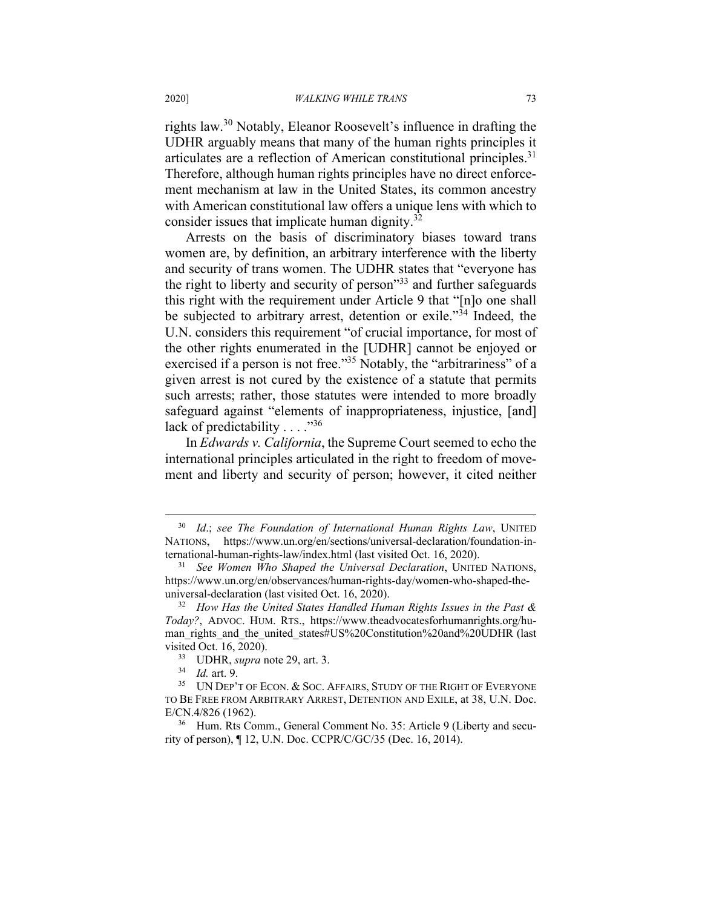rights law.[30] Notably, Eleanor Roosevelt's influence in drafting the UDHR arguably means that many of the human rights principles it articulates are a reflection of American constitutional principles.[31] Therefore, although human rights principles have no direct enforcement mechanism at law in the United States, its common ancestry with American constitutional law offers a unique lens with which to consider issues that implicate human dignity.[32]

Arrests on the basis of discriminatory biases toward trans women are, by definition, an arbitrary interference with the liberty and security of trans women. The UDHR states that "everyone has the right to liberty and security of person"[33] and further safeguards this right with the requirement under Article 9 that "[n]o one shall be subjected to arbitrary arrest, detention or exile."[34] Indeed, the U.N. considers this requirement "of crucial importance, for most of the other rights enumerated in the [UDHR] cannot be enjoyed or exercised if a person is not free."[35] Notably, the "arbitrariness" of a given arrest is not cured by the existence of a statute that permits such arrests; rather, those statutes were intended to more broadly safeguard against "elements of inappropriateness, injustice, [and] lack of predictability . . . ."[36]

In *Edwards v. California*, the Supreme Court seemed to echo the international principles articulated in the right to freedom of movement and liberty and security of person; however, it cited neither

---

[30] *Id.*; *see The Foundation of International Human Rights Law*, UNITED NATIONS, https://www.un.org/en/sections/universal-declaration/foundation-international-human-rights-law/index.html (last visited Oct. 16, 2020).

[31] *See Women Who Shaped the Universal Declaration*, UNITED NATIONS, https://www.un.org/en/observances/human-rights-day/women-who-shaped-the-universal-declaration (last visited Oct. 16, 2020).

[32] *How Has the United States Handled Human Rights Issues in the Past & Today?*, ADVOC. HUM. RTS., https://www.theadvocatesforhumanrights.org/human_rights_and_the_united_states#US%20Constitution%20and%20UDHR (last visited Oct. 16, 2020).

[33] UDHR, *supra* note 29, art. 3.

[34] *Id.* art. 9.

[35] UN DEP'T OF ECON. & SOC. AFFAIRS, STUDY OF THE RIGHT OF EVERYONE TO BE FREE FROM ARBITRARY ARREST, DETENTION AND EXILE, at 38, U.N. Doc. E/CN.4/826 (1962).

[36] Hum. Rts Comm., General Comment No. 35: Article 9 (Liberty and security of person), ¶ 12, U.N. Doc. CCPR/C/GC/35 (Dec. 16, 2014).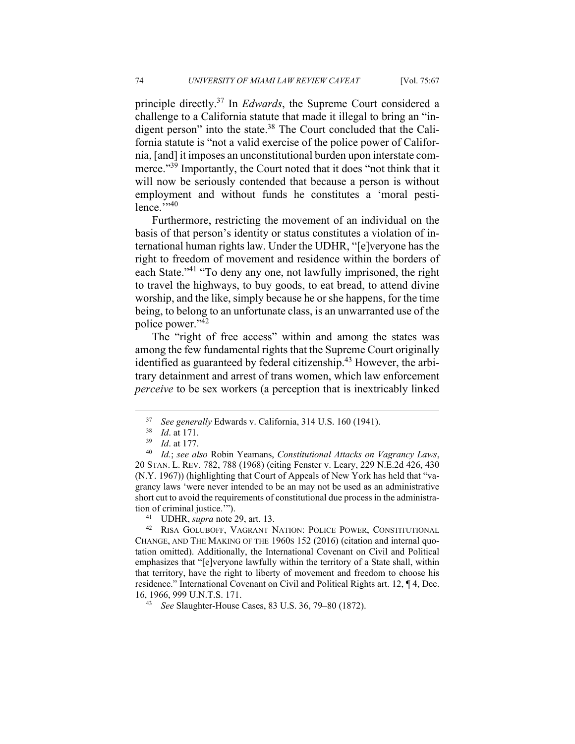principle directly.[37] In *Edwards*, the Supreme Court considered a challenge to a California statute that made it illegal to bring an "indigent person" into the state.[38] The Court concluded that the California statute is "not a valid exercise of the police power of California, [and] it imposes an unconstitutional burden upon interstate commerce."[39] Importantly, the Court noted that it does "not think that it will now be seriously contended that because a person is without employment and without funds he constitutes a 'moral pestilence.'"[40]

Furthermore, restricting the movement of an individual on the basis of that person's identity or status constitutes a violation of international human rights law. Under the UDHR, "[e]veryone has the right to freedom of movement and residence within the borders of each State."[41] "To deny any one, not lawfully imprisoned, the right to travel the highways, to buy goods, to eat bread, to attend divine worship, and the like, simply because he or she happens, for the time being, to belong to an unfortunate class, is an unwarranted use of the police power."[42]

The "right of free access" within and among the states was among the few fundamental rights that the Supreme Court originally identified as guaranteed by federal citizenship.[43] However, the arbitrary detainment and arrest of trans women, which law enforcement *perceive* to be sex workers (a perception that is inextricably linked

---

[37] *See generally* Edwards v. California, 314 U.S. 160 (1941).

[38] *Id*. at 171.

[39] *Id*. at 177.

[40] *Id.*; *see also* Robin Yeamans, *Constitutional Attacks on Vagrancy Laws*, 20 STAN. L. REV. 782, 788 (1968) (citing Fenster v. Leary, 229 N.E.2d 426, 430 (N.Y. 1967)) (highlighting that Court of Appeals of New York has held that "vagrancy laws 'were never intended to be an may not be used as an administrative short cut to avoid the requirements of constitutional due process in the administration of criminal justice.'").

[41] UDHR, *supra* note 29, art. 13.

[42] RISA GOLUBOFF, VAGRANT NATION: POLICE POWER, CONSTITUTIONAL CHANGE, AND THE MAKING OF THE 1960S 152 (2016) (citation and internal quotation omitted). Additionally, the International Covenant on Civil and Political emphasizes that "[e]veryone lawfully within the territory of a State shall, within that territory, have the right to liberty of movement and freedom to choose his residence." International Covenant on Civil and Political Rights art. 12, ¶ 4, Dec. 16, 1966, 999 U.N.T.S. 171.

[43] *See* Slaughter-House Cases, 83 U.S. 36, 79–80 (1872).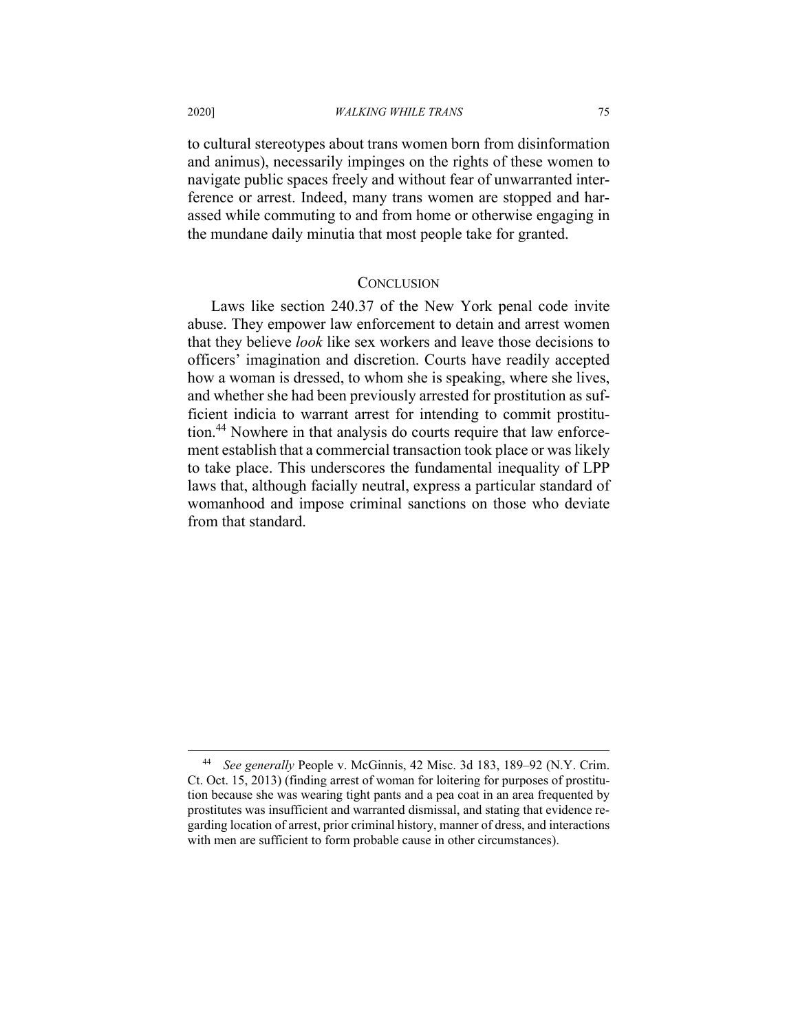to cultural stereotypes about trans women born from disinformation and animus), necessarily impinges on the rights of these women to navigate public spaces freely and without fear of unwarranted interference or arrest. Indeed, many trans women are stopped and harassed while commuting to and from home or otherwise engaging in the mundane daily minutia that most people take for granted.

## CONCLUSION

Laws like section 240.37 of the New York penal code invite abuse. They empower law enforcement to detain and arrest women that they believe *look* like sex workers and leave those decisions to officers' imagination and discretion. Courts have readily accepted how a woman is dressed, to whom she is speaking, where she lives, and whether she had been previously arrested for prostitution as sufficient indicia to warrant arrest for intending to commit prostitution.[44] Nowhere in that analysis do courts require that law enforcement establish that a commercial transaction took place or was likely to take place. This underscores the fundamental inequality of LPP laws that, although facially neutral, express a particular standard of womanhood and impose criminal sanctions on those who deviate from that standard.

---

[44] *See generally* People v. McGinnis, 42 Misc. 3d 183, 189–92 (N.Y. Crim. Ct. Oct. 15, 2013) (finding arrest of woman for loitering for purposes of prostitution because she was wearing tight pants and a pea coat in an area frequented by prostitutes was insufficient and warranted dismissal, and stating that evidence regarding location of arrest, prior criminal history, manner of dress, and interactions with men are sufficient to form probable cause in other circumstances).